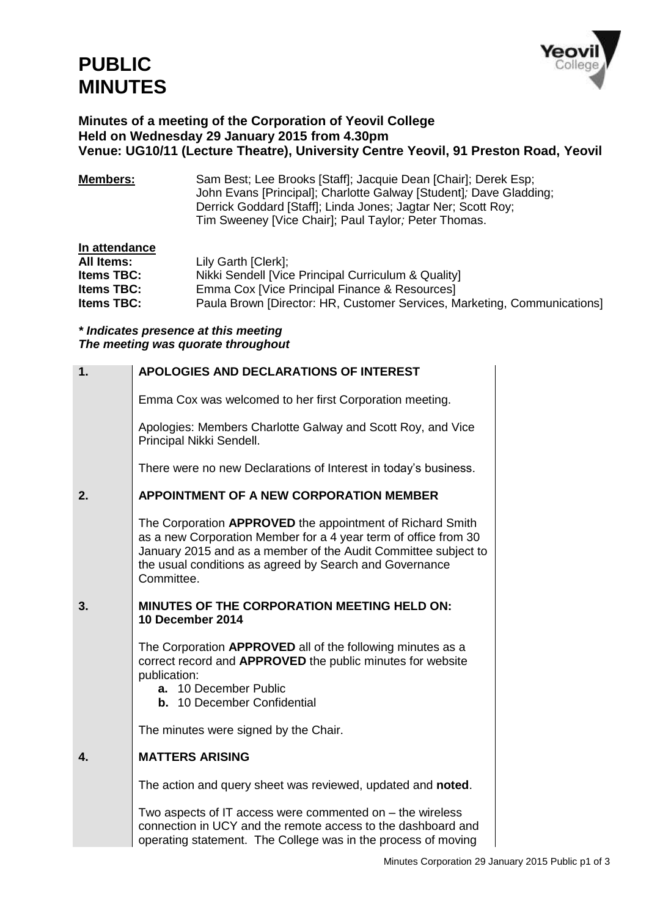# PUBLIC MINUTES

**Minutes of a meeting of the Corporation of Yeovil College**
**Held on Wednesday 29 January 2015 from 4.30pm**
**Venue: UG10/11 (Lecture Theatre), University Centre Yeovil, 91 Preston Road, Yeovil**

**Members:** Sam Best; Lee Brooks [Staff]; Jacquie Dean [Chair]; Derek Esp; John Evans [Principal]; Charlotte Galway [Student]; Dave Gladding; Derrick Goddard [Staff]; Linda Jones; Jagtar Ner; Scott Roy; Tim Sweeney [Vice Chair]; Paul Taylor; Peter Thomas.

**In attendance**

| | |
|---|---|
| **All Items:** | Lily Garth [Clerk]; |
| **Items TBC:** | Nikki Sendell [Vice Principal Curriculum & Quality] |
| **Items TBC:** | Emma Cox [Vice Principal Finance & Resources] |
| **Items TBC:** | Paula Brown [Director: HR, Customer Services, Marketing, Communications] |

***\* Indicates presence at this meeting***
***The meeting was quorate throughout***

## 1. APOLOGIES AND DECLARATIONS OF INTEREST

Emma Cox was welcomed to her first Corporation meeting.

Apologies: Members Charlotte Galway and Scott Roy, and Vice Principal Nikki Sendell.

There were no new Declarations of Interest in today's business.

## 2. APPOINTMENT OF A NEW CORPORATION MEMBER

The Corporation **APPROVED** the appointment of Richard Smith as a new Corporation Member for a 4 year term of office from 30 January 2015 and as a member of the Audit Committee subject to the usual conditions as agreed by Search and Governance Committee.

## 3. MINUTES OF THE CORPORATION MEETING HELD ON: 10 December 2014

The Corporation **APPROVED** all of the following minutes as a correct record and **APPROVED** the public minutes for website publication:

- **a.** 10 December Public
- **b.** 10 December Confidential

The minutes were signed by the Chair.

## 4. MATTERS ARISING

The action and query sheet was reviewed, updated and **noted**.

Two aspects of IT access were commented on – the wireless connection in UCY and the remote access to the dashboard and operating statement. The College was in the process of moving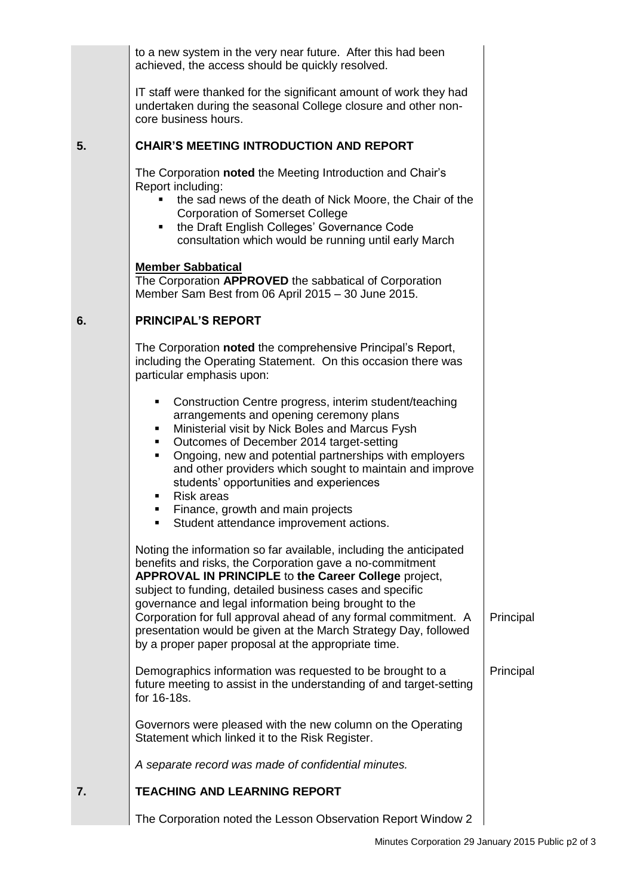to a new system in the very near future. After this had been achieved, the access should be quickly resolved.

IT staff were thanked for the significant amount of work they had undertaken during the seasonal College closure and other non-core business hours.

## 5. CHAIR'S MEETING INTRODUCTION AND REPORT

The Corporation **noted** the Meeting Introduction and Chair's Report including:

- the sad news of the death of Nick Moore, the Chair of the Corporation of Somerset College
- the Draft English Colleges' Governance Code consultation which would be running until early March

**Member Sabbatical**

The Corporation **APPROVED** the sabbatical of Corporation Member Sam Best from 06 April 2015 – 30 June 2015.

## 6. PRINCIPAL'S REPORT

The Corporation **noted** the comprehensive Principal's Report, including the Operating Statement. On this occasion there was particular emphasis upon:

- Construction Centre progress, interim student/teaching arrangements and opening ceremony plans
- Ministerial visit by Nick Boles and Marcus Fysh
- Outcomes of December 2014 target-setting
- Ongoing, new and potential partnerships with employers and other providers which sought to maintain and improve students' opportunities and experiences
- Risk areas
- Finance, growth and main projects
- Student attendance improvement actions.

Noting the information so far available, including the anticipated benefits and risks, the Corporation gave a no-commitment **APPROVAL IN PRINCIPLE** to **the Career College** project, subject to funding, detailed business cases and specific governance and legal information being brought to the Corporation for full approval ahead of any formal commitment. A presentation would be given at the March Strategy Day, followed by a proper paper proposal at the appropriate time. — **Action: Principal**

Demographics information was requested to be brought to a future meeting to assist in the understanding of and target-setting for 16-18s. — **Action: Principal**

Governors were pleased with the new column on the Operating Statement which linked it to the Risk Register.

*A separate record was made of confidential minutes.*

## 7. TEACHING AND LEARNING REPORT

The Corporation noted the Lesson Observation Report Window 2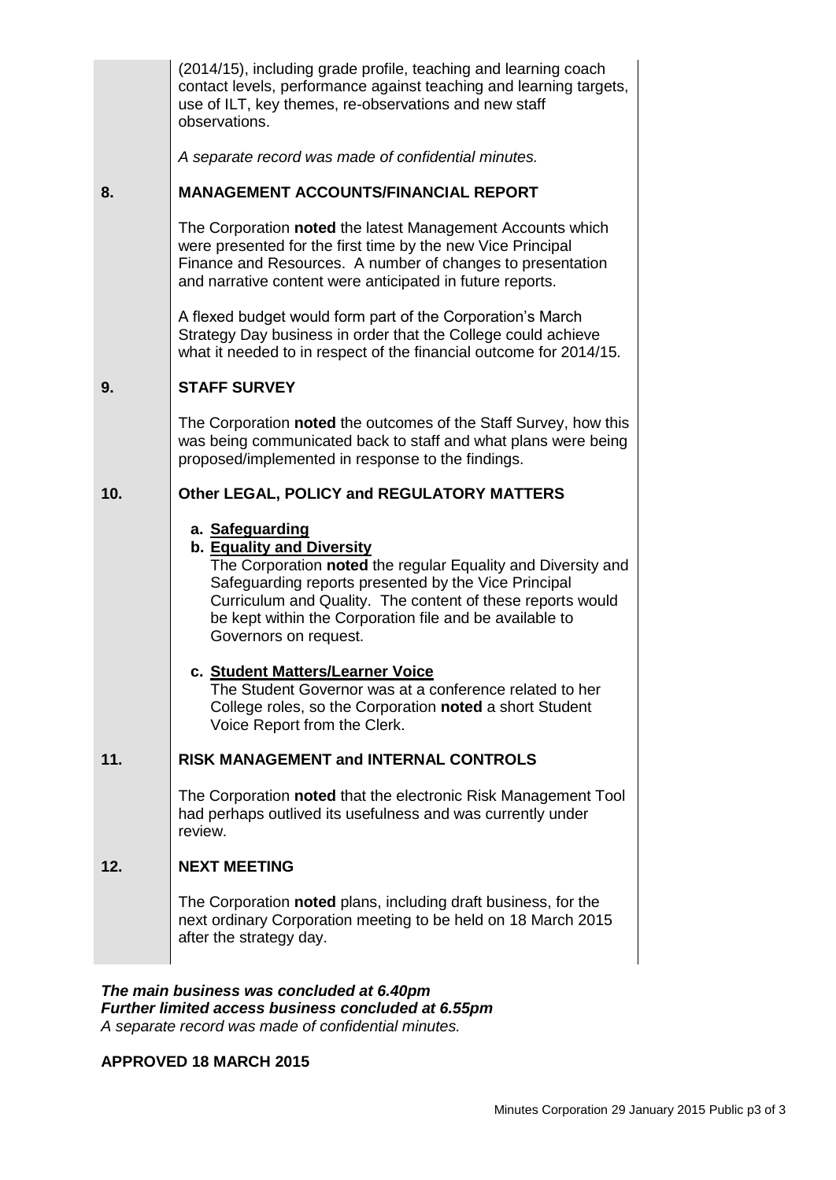(2014/15), including grade profile, teaching and learning coach contact levels, performance against teaching and learning targets, use of ILT, key themes, re-observations and new staff observations.

*A separate record was made of confidential minutes.*

**8. MANAGEMENT ACCOUNTS/FINANCIAL REPORT**

The Corporation **noted** the latest Management Accounts which were presented for the first time by the new Vice Principal Finance and Resources. A number of changes to presentation and narrative content were anticipated in future reports.

A flexed budget would form part of the Corporation's March Strategy Day business in order that the College could achieve what it needed to in respect of the financial outcome for 2014/15.

**9. STAFF SURVEY**

The Corporation **noted** the outcomes of the Staff Survey, how this was being communicated back to staff and what plans were being proposed/implemented in response to the findings.

**10. Other LEGAL, POLICY and REGULATORY MATTERS**

a. **Safeguarding**
b. **Equality and Diversity**
   The Corporation **noted** the regular Equality and Diversity and Safeguarding reports presented by the Vice Principal Curriculum and Quality. The content of these reports would be kept within the Corporation file and be available to Governors on request.

c. **Student Matters/Learner Voice**
   The Student Governor was at a conference related to her College roles, so the Corporation **noted** a short Student Voice Report from the Clerk.

**11. RISK MANAGEMENT and INTERNAL CONTROLS**

The Corporation **noted** that the electronic Risk Management Tool had perhaps outlived its usefulness and was currently under review.

**12. NEXT MEETING**

The Corporation **noted** plans, including draft business, for the next ordinary Corporation meeting to be held on 18 March 2015 after the strategy day.

***The main business was concluded at 6.40pm***
***Further limited access business concluded at 6.55pm***
*A separate record was made of confidential minutes.*

**APPROVED 18 MARCH 2015**